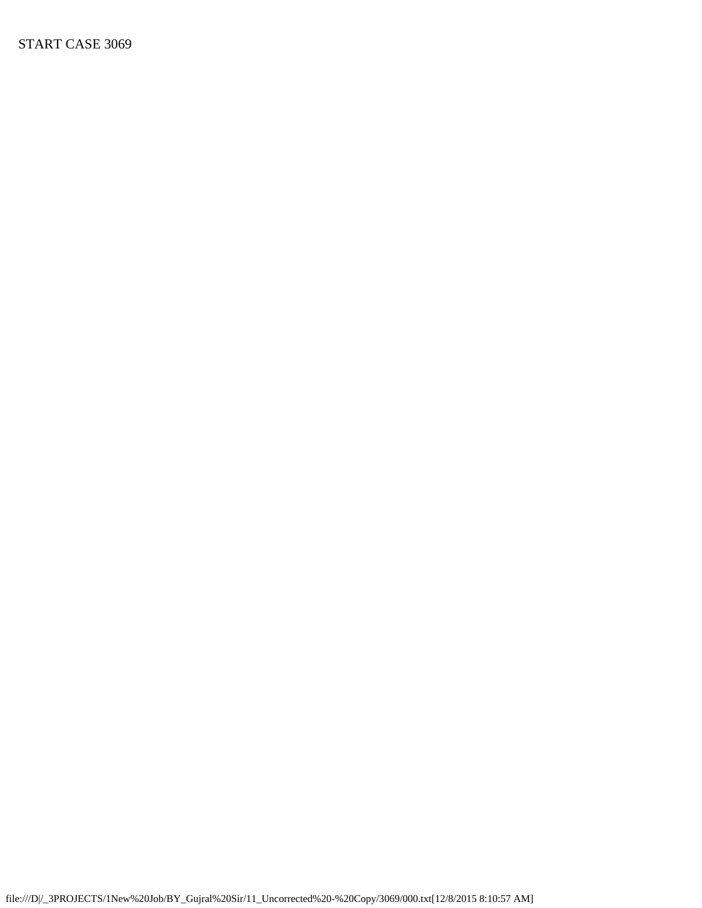START CASE 3069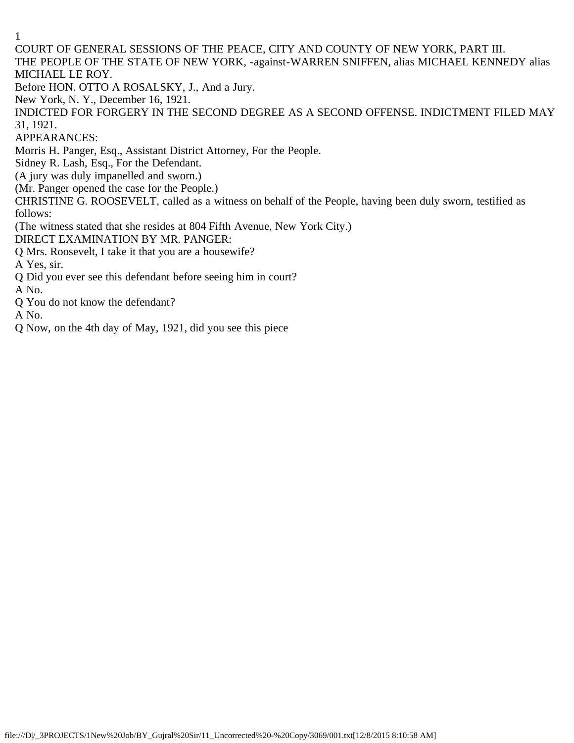COURT OF GENERAL SESSIONS OF THE PEACE, CITY AND COUNTY OF NEW YORK, PART III.

THE PEOPLE OF THE STATE OF NEW YORK, -against-WARREN SNIFFEN, alias MICHAEL KENNEDY alias MICHAEL LE ROY.

Before HON. OTTO A ROSALSKY, J., And a Jury.

New York, N. Y., December 16, 1921.

INDICTED FOR FORGERY IN THE SECOND DEGREE AS A SECOND OFFENSE. INDICTMENT FILED MAY 31, 1921.

APPEARANCES:

Morris H. Panger, Esq., Assistant District Attorney, For the People.

Sidney R. Lash, Esq., For the Defendant.

(A jury was duly impanelled and sworn.)

(Mr. Panger opened the case for the People.)

CHRISTINE G. ROOSEVELT, called as a witness on behalf of the People, having been duly sworn, testified as follows:

(The witness stated that she resides at 804 Fifth Avenue, New York City.)

DIRECT EXAMINATION BY MR. PANGER:

Q Mrs. Roosevelt, I take it that you are a housewife?

A Yes, sir.

Q Did you ever see this defendant before seeing him in court?

A No.

Q You do not know the defendant?

A No.

Q Now, on the 4th day of May, 1921, did you see this piece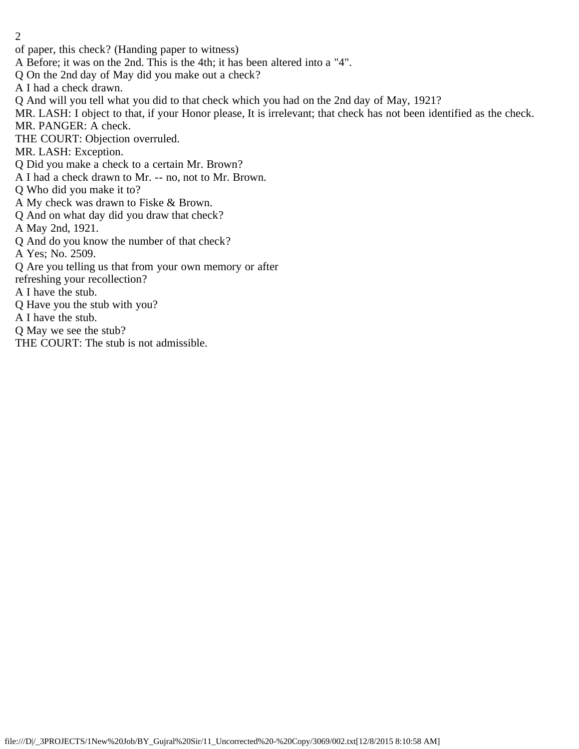of paper, this check? (Handing paper to witness)

A Before; it was on the 2nd. This is the 4th; it has been altered into a "4".

Q On the 2nd day of May did you make out a check?

A I had a check drawn.

Q And will you tell what you did to that check which you had on the 2nd day of May, 1921?

MR. LASH: I object to that, if your Honor please, It is irrelevant; that check has not been identified as the check.

MR. PANGER: A check.

THE COURT: Objection overruled.

MR. LASH: Exception.

Q Did you make a check to a certain Mr. Brown?

A I had a check drawn to Mr. -- no, not to Mr. Brown.

Q Who did you make it to?

A My check was drawn to Fiske & Brown.

Q And on what day did you draw that check?

A May 2nd, 1921.

Q And do you know the number of that check?

A Yes; No. 2509.

Q Are you telling us that from your own memory or after refreshing your recollection?

A I have the stub.

Q Have you the stub with you?

A I have the stub.

Q May we see the stub?

THE COURT: The stub is not admissible.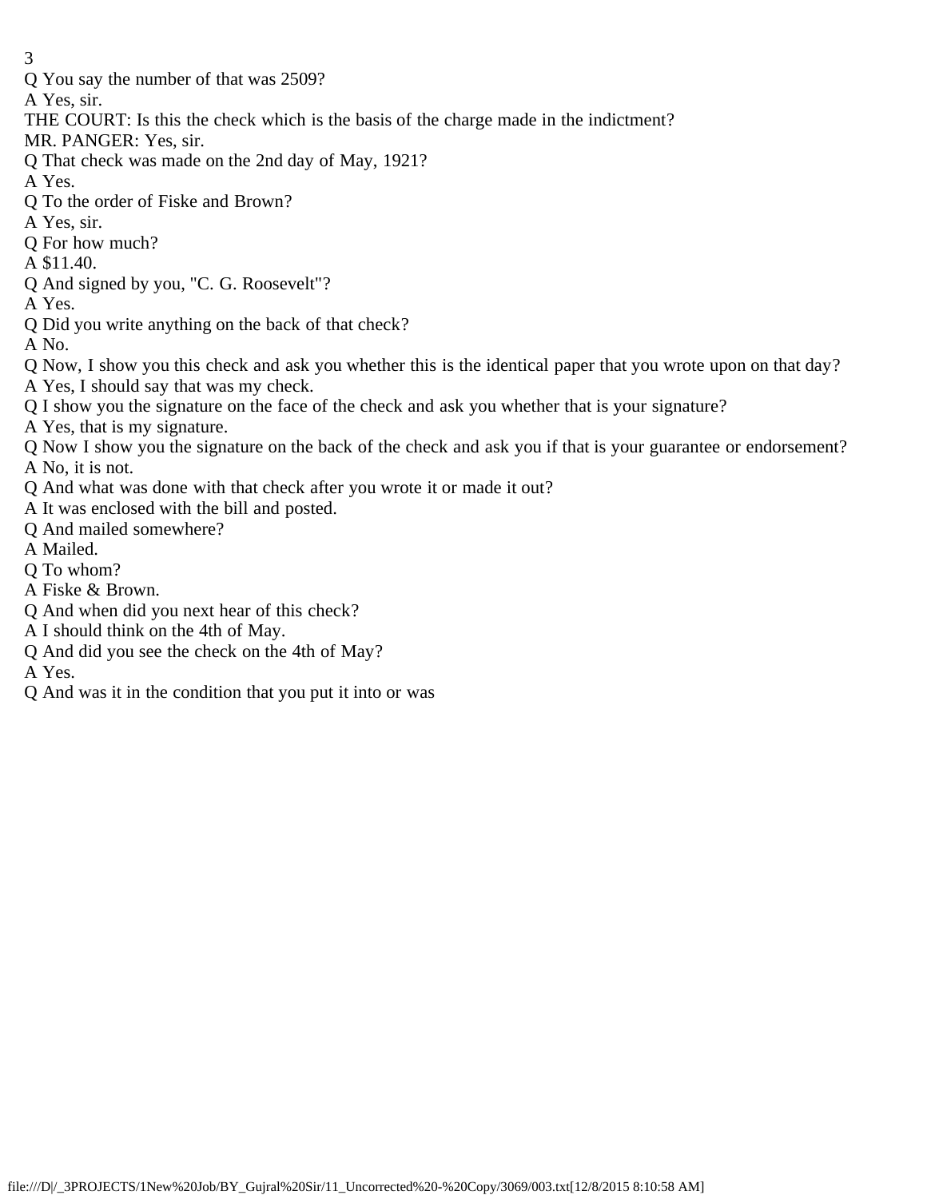Q You say the number of that was 2509?

A Yes, sir.

THE COURT: Is this the check which is the basis of the charge made in the indictment?

MR. PANGER: Yes, sir.

Q That check was made on the 2nd day of May, 1921?

A Yes.

Q To the order of Fiske and Brown?

A Yes, sir.

Q For how much?

A $11.40.

Q And signed by you, "C. G. Roosevelt"?

A Yes.

Q Did you write anything on the back of that check?

A No.

Q Now, I show you this check and ask you whether this is the identical paper that you wrote upon on that day?

A Yes, I should say that was my check.

Q I show you the signature on the face of the check and ask you whether that is your signature?

A Yes, that is my signature.

Q Now I show you the signature on the back of the check and ask you if that is your guarantee or endorsement?

A No, it is not.

Q And what was done with that check after you wrote it or made it out?

A It was enclosed with the bill and posted.

Q And mailed somewhere?

A Mailed.

Q To whom?

A Fiske & Brown.

Q And when did you next hear of this check?

A I should think on the 4th of May.

Q And did you see the check on the 4th of May?

A Yes.

Q And was it in the condition that you put it into or was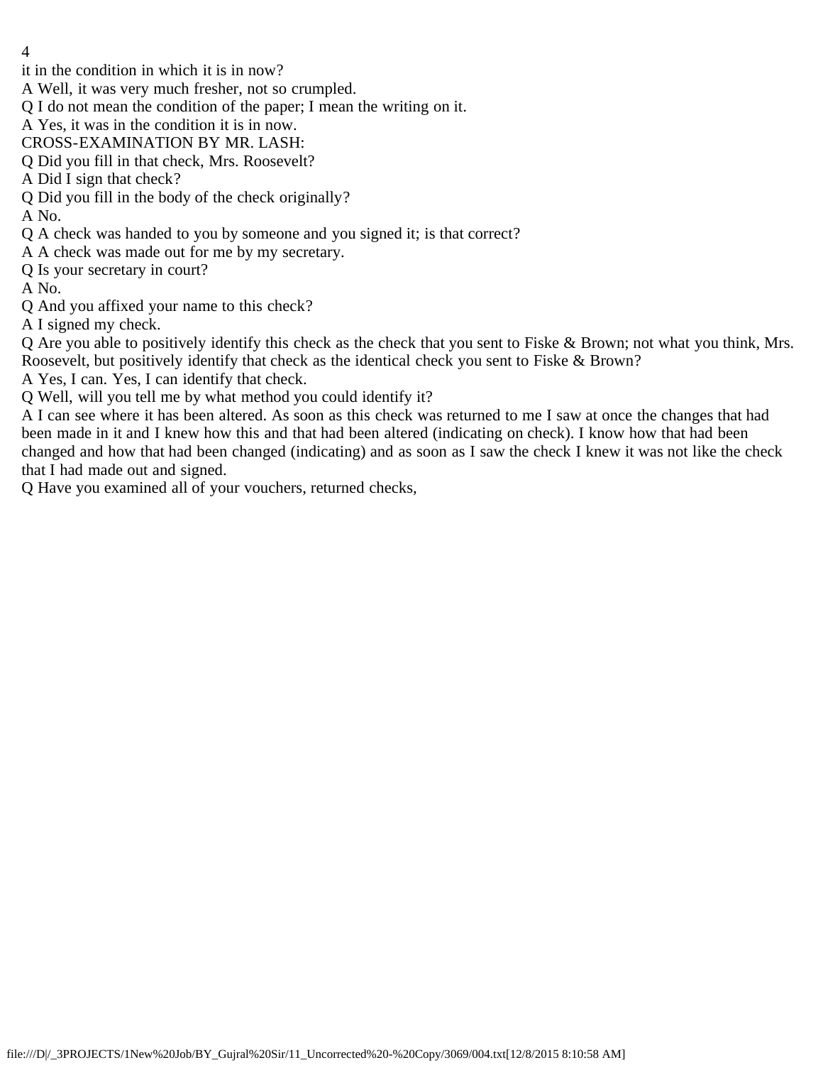it in the condition in which it is in now?

A Well, it was very much fresher, not so crumpled.

Q I do not mean the condition of the paper; I mean the writing on it.

A Yes, it was in the condition it is in now.

CROSS-EXAMINATION BY MR. LASH:

Q Did you fill in that check, Mrs. Roosevelt?

A Did I sign that check?

Q Did you fill in the body of the check originally?

A No.

Q A check was handed to you by someone and you signed it; is that correct?

A A check was made out for me by my secretary.

Q Is your secretary in court?

A No.

Q And you affixed your name to this check?

A I signed my check.

Q Are you able to positively identify this check as the check that you sent to Fiske & Brown; not what you think, Mrs. Roosevelt, but positively identify that check as the identical check you sent to Fiske & Brown?

A Yes, I can. Yes, I can identify that check.

Q Well, will you tell me by what method you could identify it?

A I can see where it has been altered. As soon as this check was returned to me I saw at once the changes that had been made in it and I knew how this and that had been altered (indicating on check). I know how that had been changed and how that had been changed (indicating) and as soon as I saw the check I knew it was not like the check that I had made out and signed.

Q Have you examined all of your vouchers, returned checks,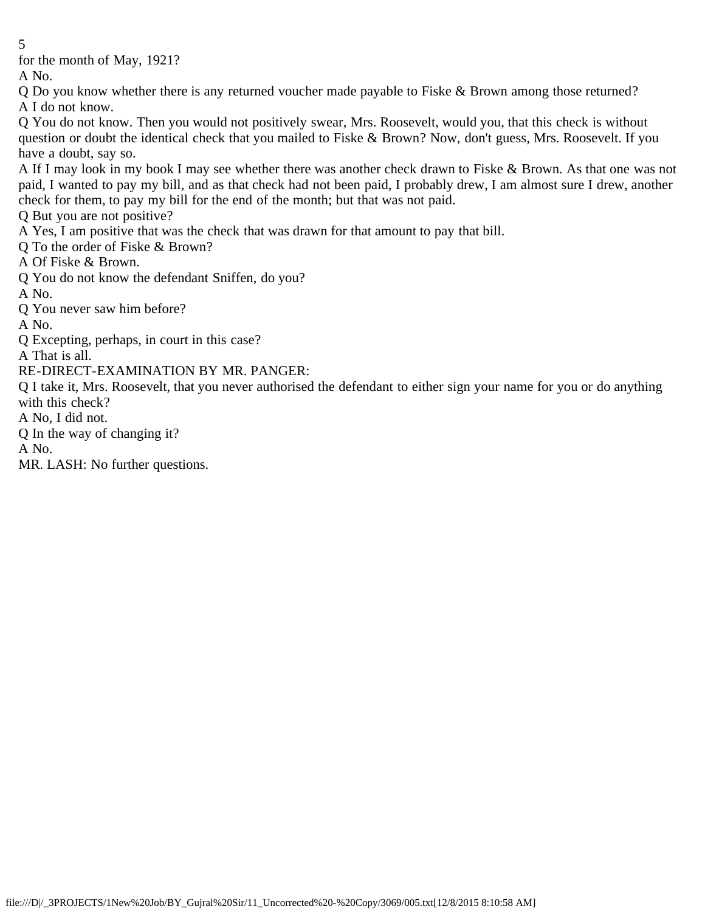for the month of May, 1921?

A No.

Q Do you know whether there is any returned voucher made payable to Fiske & Brown among those returned?

A I do not know.

Q You do not know. Then you would not positively swear, Mrs. Roosevelt, would you, that this check is without question or doubt the identical check that you mailed to Fiske & Brown? Now, don't guess, Mrs. Roosevelt. If you have a doubt, say so.

A If I may look in my book I may see whether there was another check drawn to Fiske & Brown. As that one was not paid, I wanted to pay my bill, and as that check had not been paid, I probably drew, I am almost sure I drew, another check for them, to pay my bill for the end of the month; but that was not paid.

Q But you are not positive?

A Yes, I am positive that was the check that was drawn for that amount to pay that bill.

Q To the order of Fiske & Brown?

A Of Fiske & Brown.

Q You do not know the defendant Sniffen, do you?

A No.

Q You never saw him before?

A No.

Q Excepting, perhaps, in court in this case?

A That is all.

RE-DIRECT-EXAMINATION BY MR. PANGER:

Q I take it, Mrs. Roosevelt, that you never authorised the defendant to either sign your name for you or do anything with this check?

A No, I did not.

Q In the way of changing it?

A No.

MR. LASH: No further questions.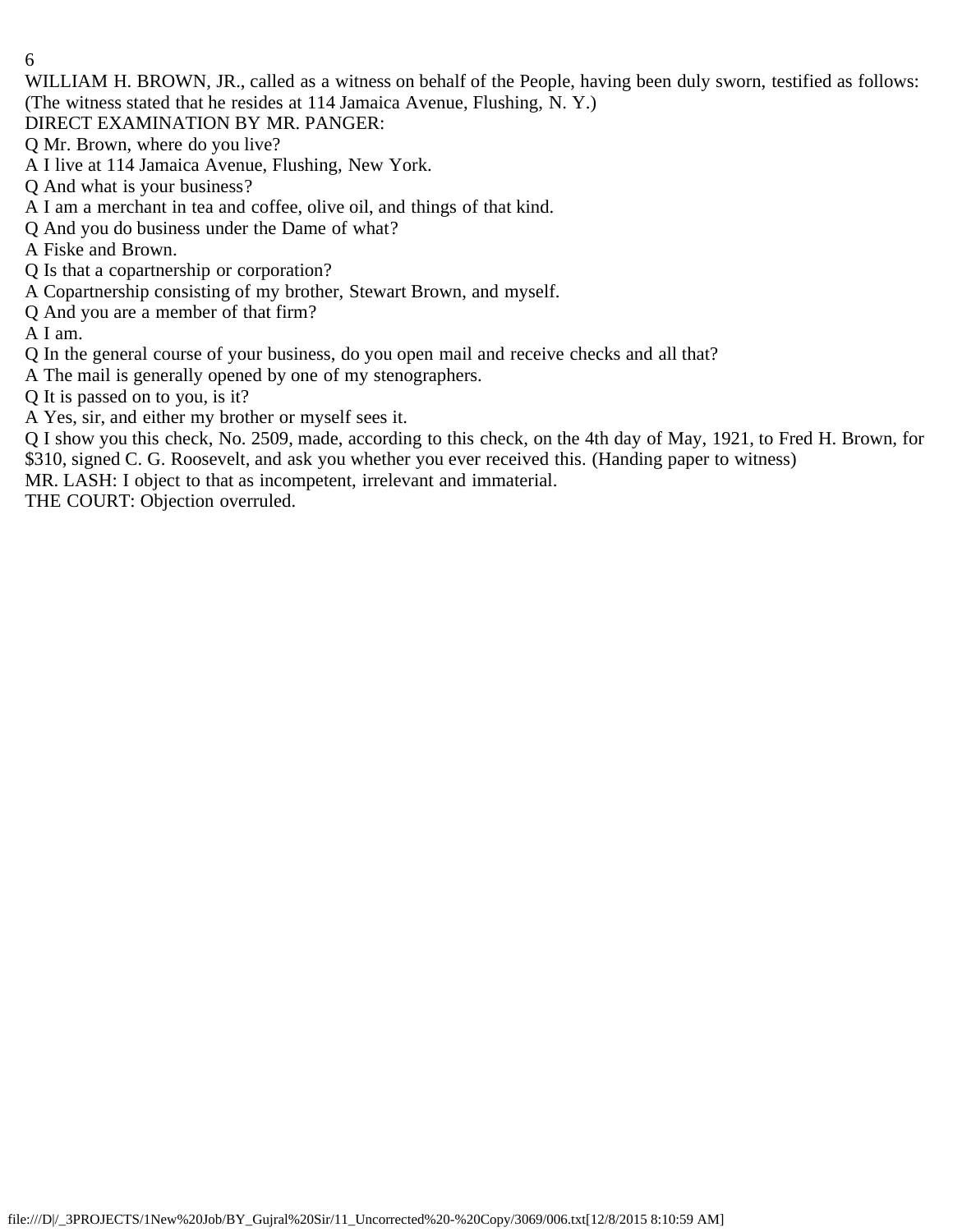WILLIAM H. BROWN, JR., called as a witness on behalf of the People, having been duly sworn, testified as follows:
(The witness stated that he resides at 114 Jamaica Avenue, Flushing, N. Y.)

DIRECT EXAMINATION BY MR. PANGER:

Q Mr. Brown, where do you live?

A I live at 114 Jamaica Avenue, Flushing, New York.

Q And what is your business?

A I am a merchant in tea and coffee, olive oil, and things of that kind.

Q And you do business under the Dame of what?

A Fiske and Brown.

Q Is that a copartnership or corporation?

A Copartnership consisting of my brother, Stewart Brown, and myself.

Q And you are a member of that firm?

A I am.

Q In the general course of your business, do you open mail and receive checks and all that?

A The mail is generally opened by one of my stenographers.

Q It is passed on to you, is it?

A Yes, sir, and either my brother or myself sees it.

Q I show you this check, No. 2509, made, according to this check, on the 4th day of May, 1921, to Fred H. Brown, for $310, signed C. G. Roosevelt, and ask you whether you ever received this. (Handing paper to witness)

MR. LASH: I object to that as incompetent, irrelevant and immaterial.

THE COURT: Objection overruled.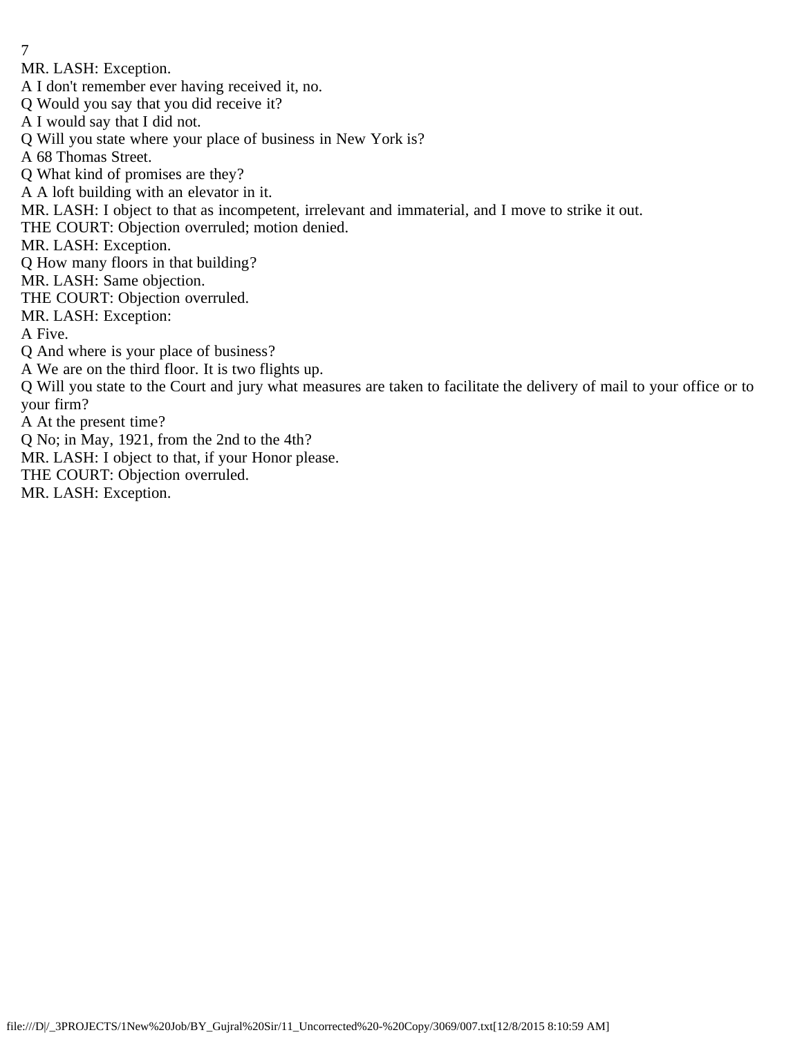MR. LASH: Exception.

A I don't remember ever having received it, no.

Q Would you say that you did receive it?

A I would say that I did not.

Q Will you state where your place of business in New York is?

A 68 Thomas Street.

Q What kind of promises are they?

A A loft building with an elevator in it.

MR. LASH: I object to that as incompetent, irrelevant and immaterial, and I move to strike it out.

THE COURT: Objection overruled; motion denied.

MR. LASH: Exception.

Q How many floors in that building?

MR. LASH: Same objection.

THE COURT: Objection overruled.

MR. LASH: Exception:

A Five.

Q And where is your place of business?

A We are on the third floor. It is two flights up.

Q Will you state to the Court and jury what measures are taken to facilitate the delivery of mail to your office or to your firm?

A At the present time?

Q No; in May, 1921, from the 2nd to the 4th?

MR. LASH: I object to that, if your Honor please.

THE COURT: Objection overruled.

MR. LASH: Exception.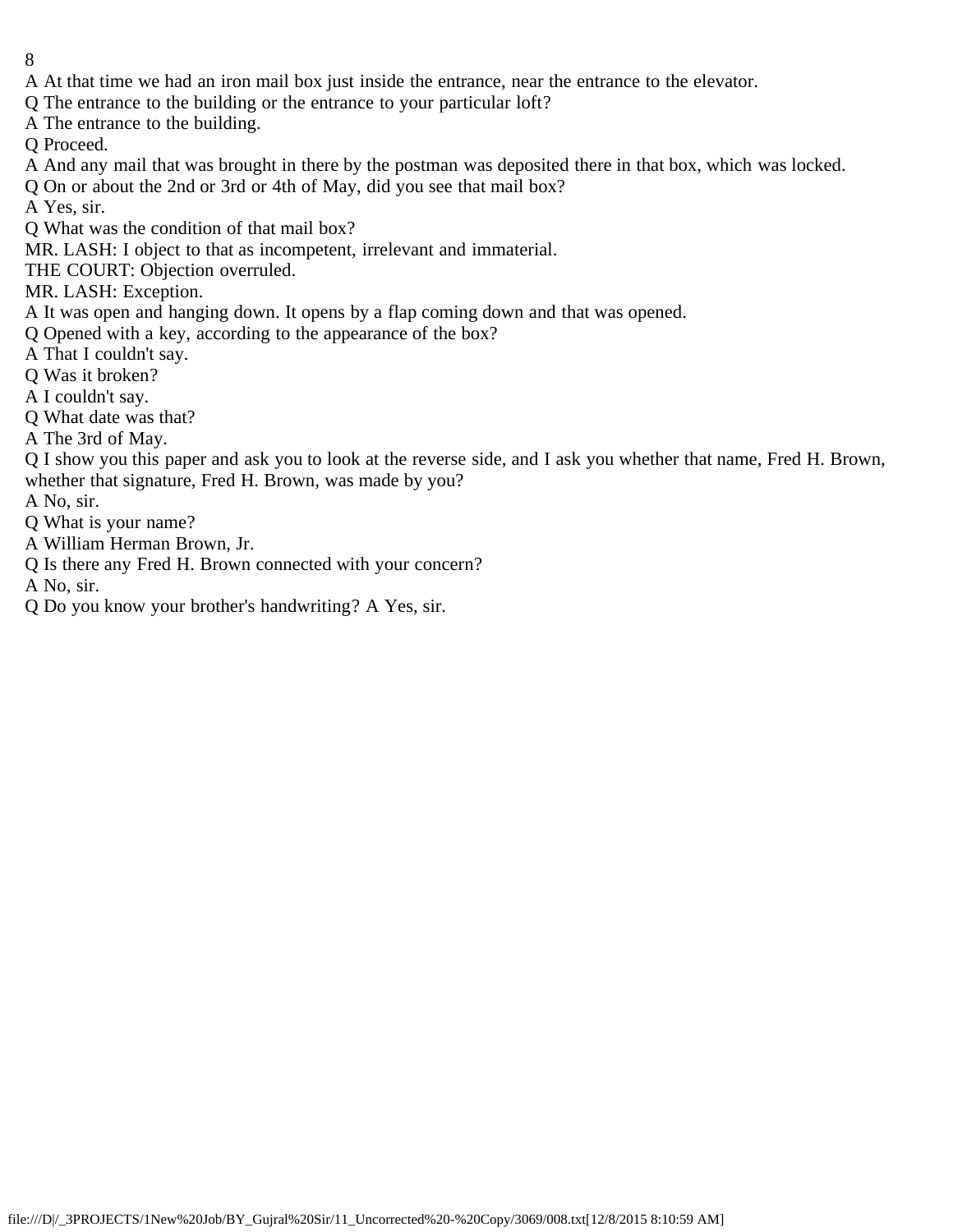A At that time we had an iron mail box just inside the entrance, near the entrance to the elevator.

Q The entrance to the building or the entrance to your particular loft?

A The entrance to the building.

Q Proceed.

A And any mail that was brought in there by the postman was deposited there in that box, which was locked.

Q On or about the 2nd or 3rd or 4th of May, did you see that mail box?

A Yes, sir.

Q What was the condition of that mail box?

MR. LASH: I object to that as incompetent, irrelevant and immaterial.

THE COURT: Objection overruled.

MR. LASH: Exception.

A It was open and hanging down. It opens by a flap coming down and that was opened.

Q Opened with a key, according to the appearance of the box?

A That I couldn't say.

Q Was it broken?

A I couldn't say.

Q What date was that?

A The 3rd of May.

Q I show you this paper and ask you to look at the reverse side, and I ask you whether that name, Fred H. Brown, whether that signature, Fred H. Brown, was made by you?

A No, sir.

Q What is your name?

A William Herman Brown, Jr.

Q Is there any Fred H. Brown connected with your concern?

A No, sir.

Q Do you know your brother's handwriting? A Yes, sir.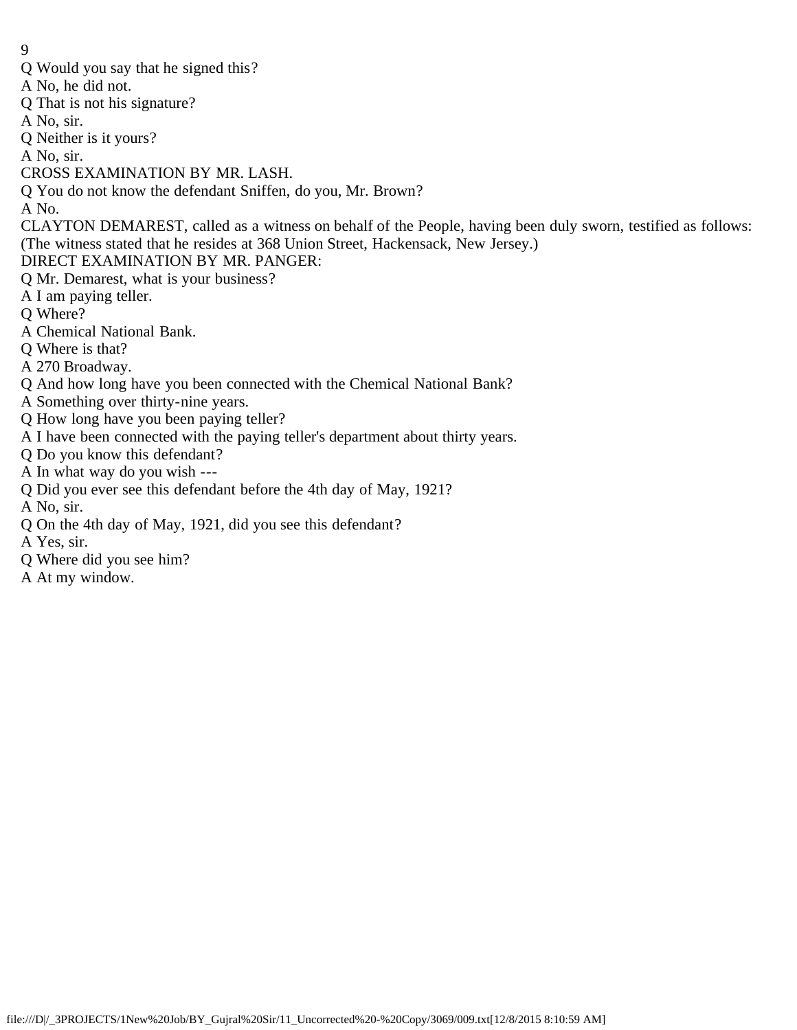Q Would you say that he signed this?

A No, he did not.

Q That is not his signature?

A No, sir.

Q Neither is it yours?

A No, sir.

CROSS EXAMINATION BY MR. LASH.

Q You do not know the defendant Sniffen, do you, Mr. Brown?

A No.

CLAYTON DEMAREST, called as a witness on behalf of the People, having been duly sworn, testified as follows: (The witness stated that he resides at 368 Union Street, Hackensack, New Jersey.)

DIRECT EXAMINATION BY MR. PANGER:

Q Mr. Demarest, what is your business?

A I am paying teller.

Q Where?

A Chemical National Bank.

Q Where is that?

A 270 Broadway.

Q And how long have you been connected with the Chemical National Bank?

A Something over thirty-nine years.

Q How long have you been paying teller?

A I have been connected with the paying teller's department about thirty years.

Q Do you know this defendant?

A In what way do you wish ---

Q Did you ever see this defendant before the 4th day of May, 1921?

A No, sir.

Q On the 4th day of May, 1921, did you see this defendant?

A Yes, sir.

Q Where did you see him?

A At my window.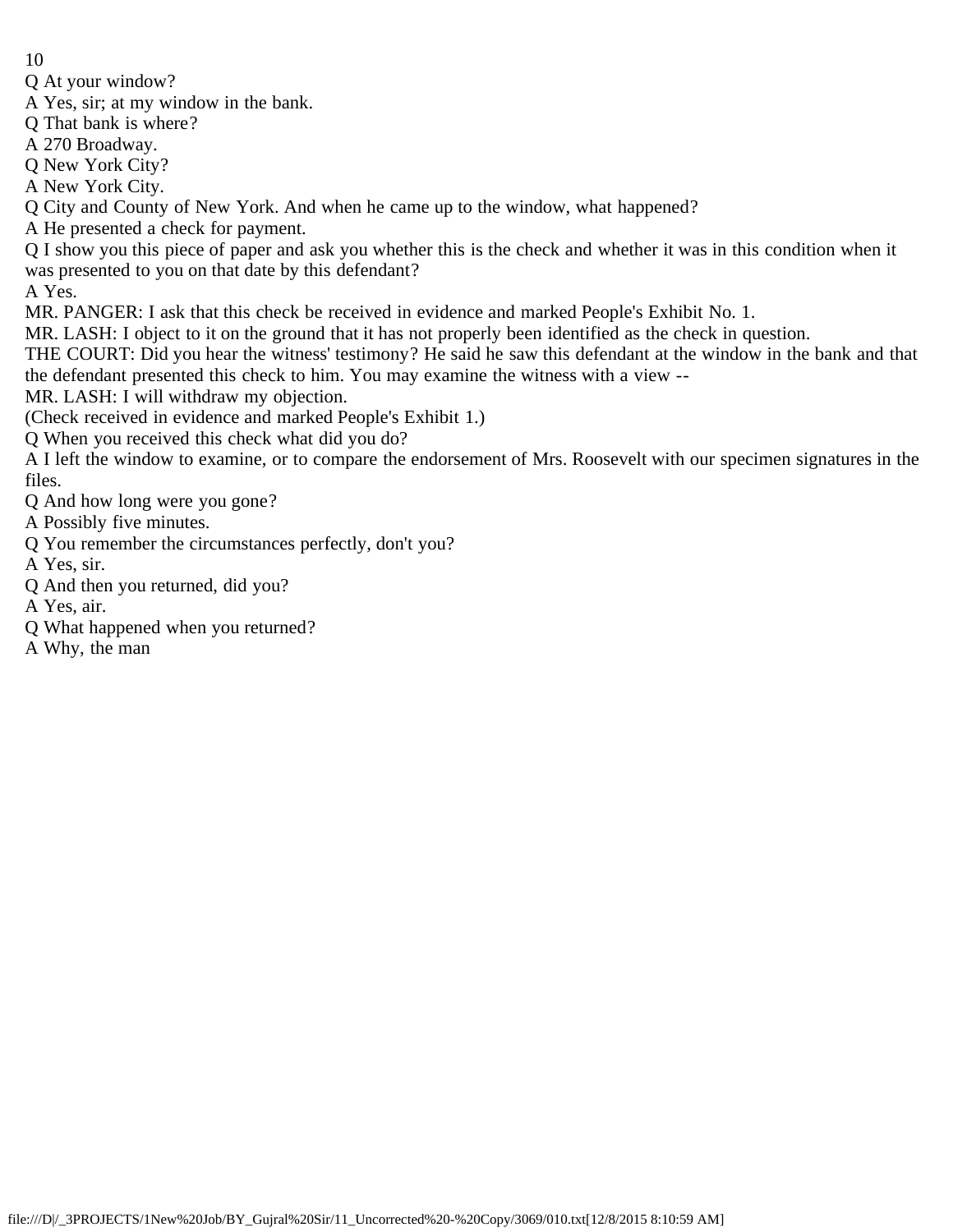Q At your window?

A Yes, sir; at my window in the bank.

Q That bank is where?

A 270 Broadway.

Q New York City?

A New York City.

Q City and County of New York. And when he came up to the window, what happened?

A He presented a check for payment.

Q I show you this piece of paper and ask you whether this is the check and whether it was in this condition when it was presented to you on that date by this defendant?

A Yes.

MR. PANGER: I ask that this check be received in evidence and marked People's Exhibit No. 1.

MR. LASH: I object to it on the ground that it has not properly been identified as the check in question.

THE COURT: Did you hear the witness' testimony? He said he saw this defendant at the window in the bank and that the defendant presented this check to him. You may examine the witness with a view --

MR. LASH: I will withdraw my objection.

(Check received in evidence and marked People's Exhibit 1.)

Q When you received this check what did you do?

A I left the window to examine, or to compare the endorsement of Mrs. Roosevelt with our specimen signatures in the files.

Q And how long were you gone?

A Possibly five minutes.

Q You remember the circumstances perfectly, don't you?

A Yes, sir.

Q And then you returned, did you?

A Yes, air.

Q What happened when you returned?

A Why, the man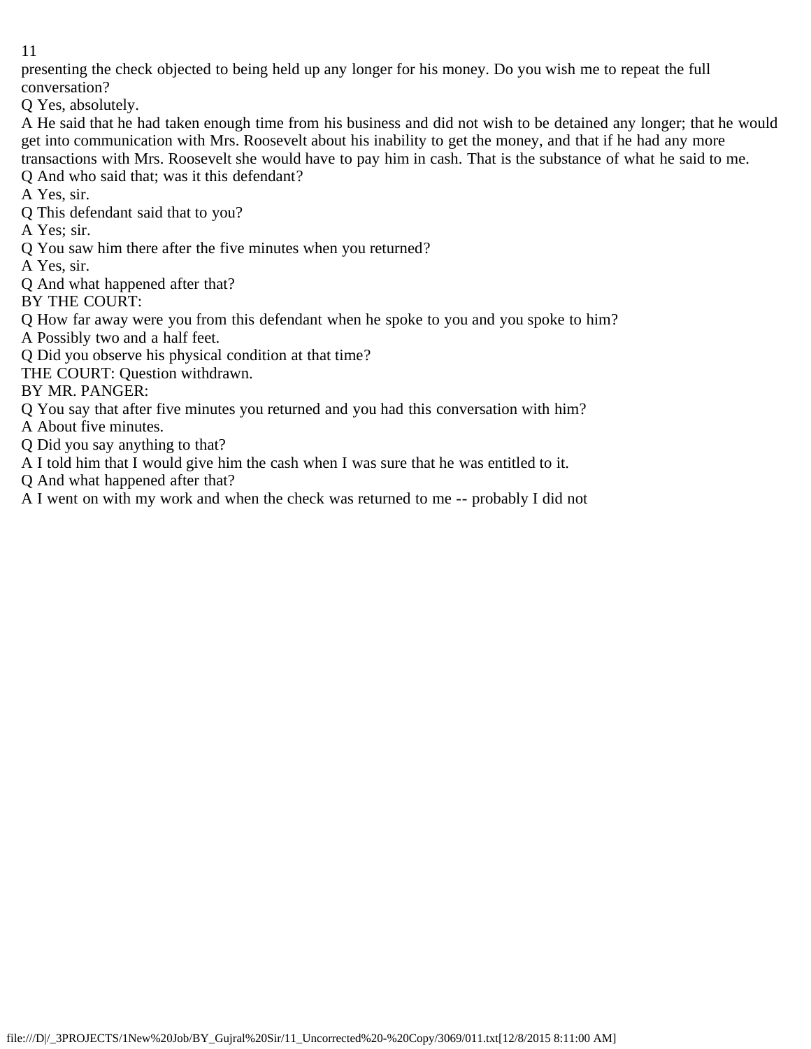presenting the check objected to being held up any longer for his money. Do you wish me to repeat the full conversation?

Q Yes, absolutely.

A He said that he had taken enough time from his business and did not wish to be detained any longer; that he would get into communication with Mrs. Roosevelt about his inability to get the money, and that if he had any more transactions with Mrs. Roosevelt she would have to pay him in cash. That is the substance of what he said to me.

Q And who said that; was it this defendant?

A Yes, sir.

Q This defendant said that to you?

A Yes; sir.

Q You saw him there after the five minutes when you returned?

A Yes, sir.

Q And what happened after that?

BY THE COURT:

Q How far away were you from this defendant when he spoke to you and you spoke to him?

A Possibly two and a half feet.

Q Did you observe his physical condition at that time?

THE COURT: Question withdrawn.

BY MR. PANGER:

Q You say that after five minutes you returned and you had this conversation with him?

A About five minutes.

Q Did you say anything to that?

A I told him that I would give him the cash when I was sure that he was entitled to it.

Q And what happened after that?

A I went on with my work and when the check was returned to me -- probably I did not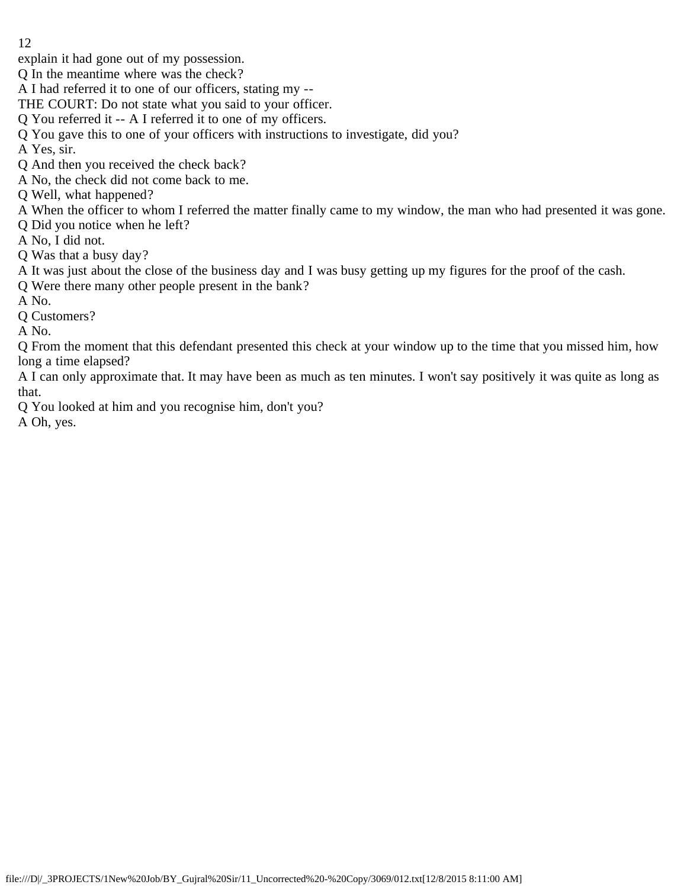explain it had gone out of my possession.

Q In the meantime where was the check?

A I had referred it to one of our officers, stating my --

THE COURT: Do not state what you said to your officer.

Q You referred it -- A I referred it to one of my officers.

Q You gave this to one of your officers with instructions to investigate, did you?

A Yes, sir.

Q And then you received the check back?

A No, the check did not come back to me.

Q Well, what happened?

A When the officer to whom I referred the matter finally came to my window, the man who had presented it was gone.

Q Did you notice when he left?

A No, I did not.

Q Was that a busy day?

A It was just about the close of the business day and I was busy getting up my figures for the proof of the cash.

Q Were there many other people present in the bank?

A No.

Q Customers?

A No.

Q From the moment that this defendant presented this check at your window up to the time that you missed him, how long a time elapsed?

A I can only approximate that. It may have been as much as ten minutes. I won't say positively it was quite as long as that.

Q You looked at him and you recognise him, don't you?

A Oh, yes.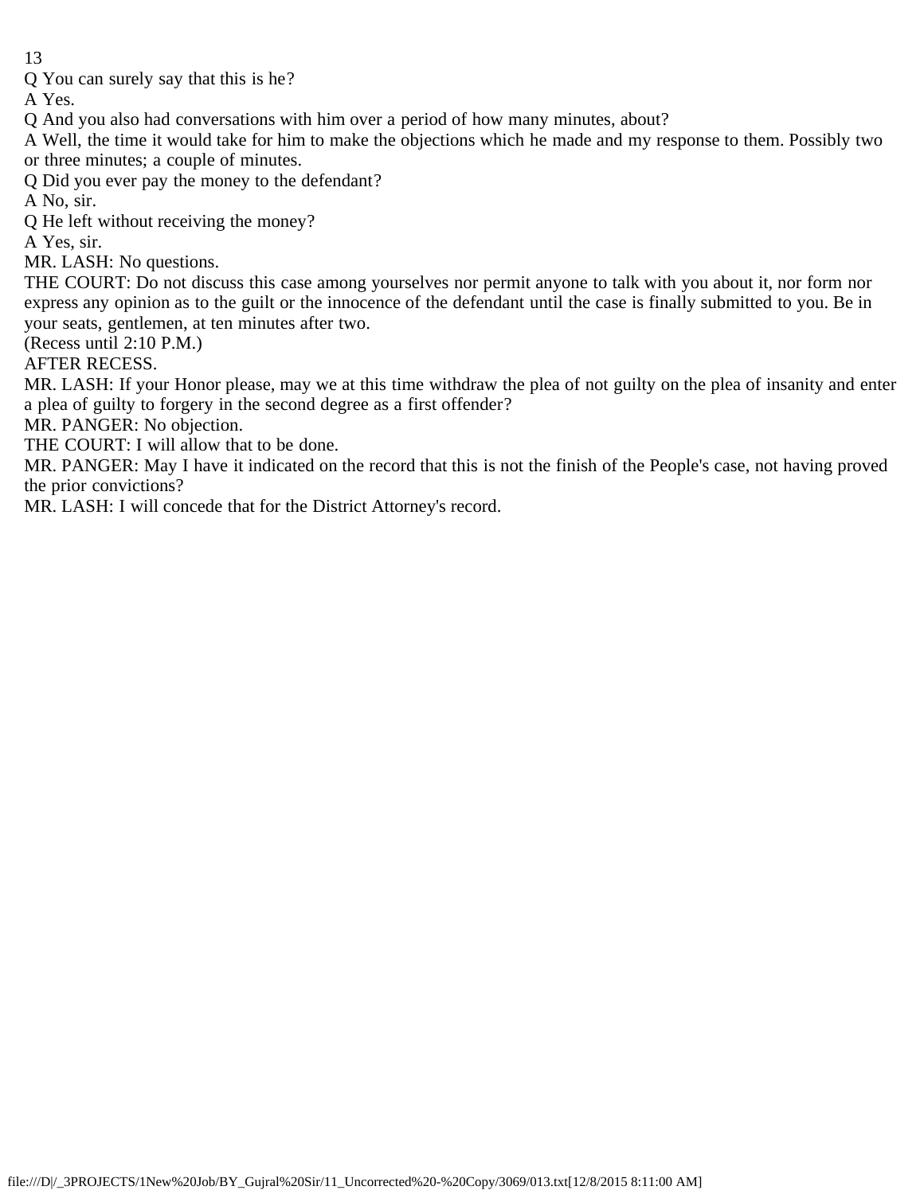Q You can surely say that this is he?

A Yes.

Q And you also had conversations with him over a period of how many minutes, about?

A Well, the time it would take for him to make the objections which he made and my response to them. Possibly two or three minutes; a couple of minutes.

Q Did you ever pay the money to the defendant?

A No, sir.

Q He left without receiving the money?

A Yes, sir.

MR. LASH: No questions.

THE COURT: Do not discuss this case among yourselves nor permit anyone to talk with you about it, nor form nor express any opinion as to the guilt or the innocence of the defendant until the case is finally submitted to you. Be in your seats, gentlemen, at ten minutes after two.

(Recess until 2:10 P.M.)

AFTER RECESS.

MR. LASH: If your Honor please, may we at this time withdraw the plea of not guilty on the plea of insanity and enter a plea of guilty to forgery in the second degree as a first offender?

MR. PANGER: No objection.

THE COURT: I will allow that to be done.

MR. PANGER: May I have it indicated on the record that this is not the finish of the People's case, not having proved the prior convictions?

MR. LASH: I will concede that for the District Attorney's record.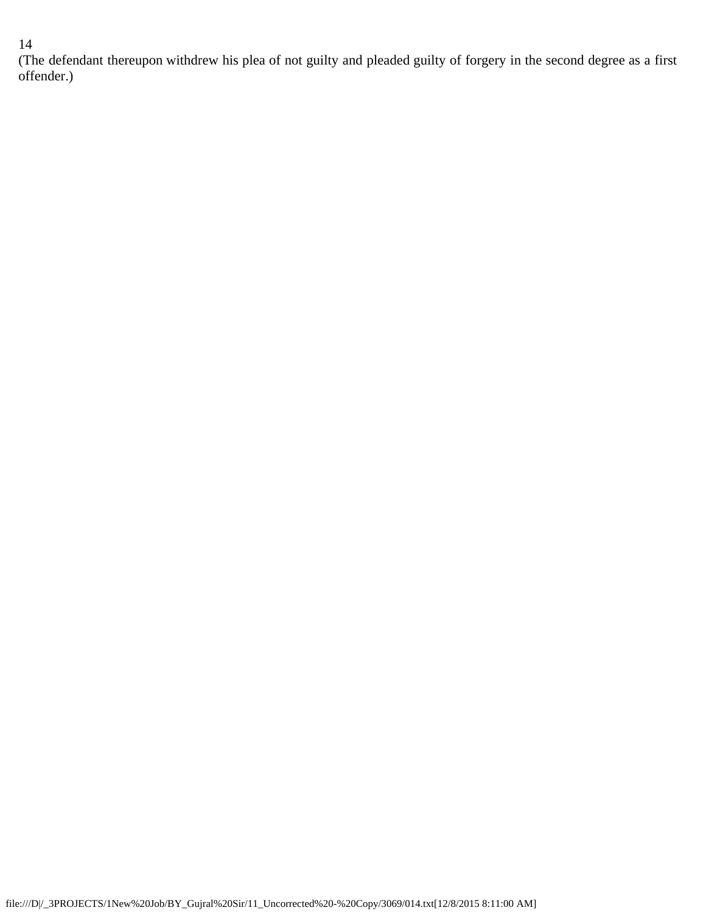(The defendant thereupon withdrew his plea of not guilty and pleaded guilty of forgery in the second degree as a first offender.)